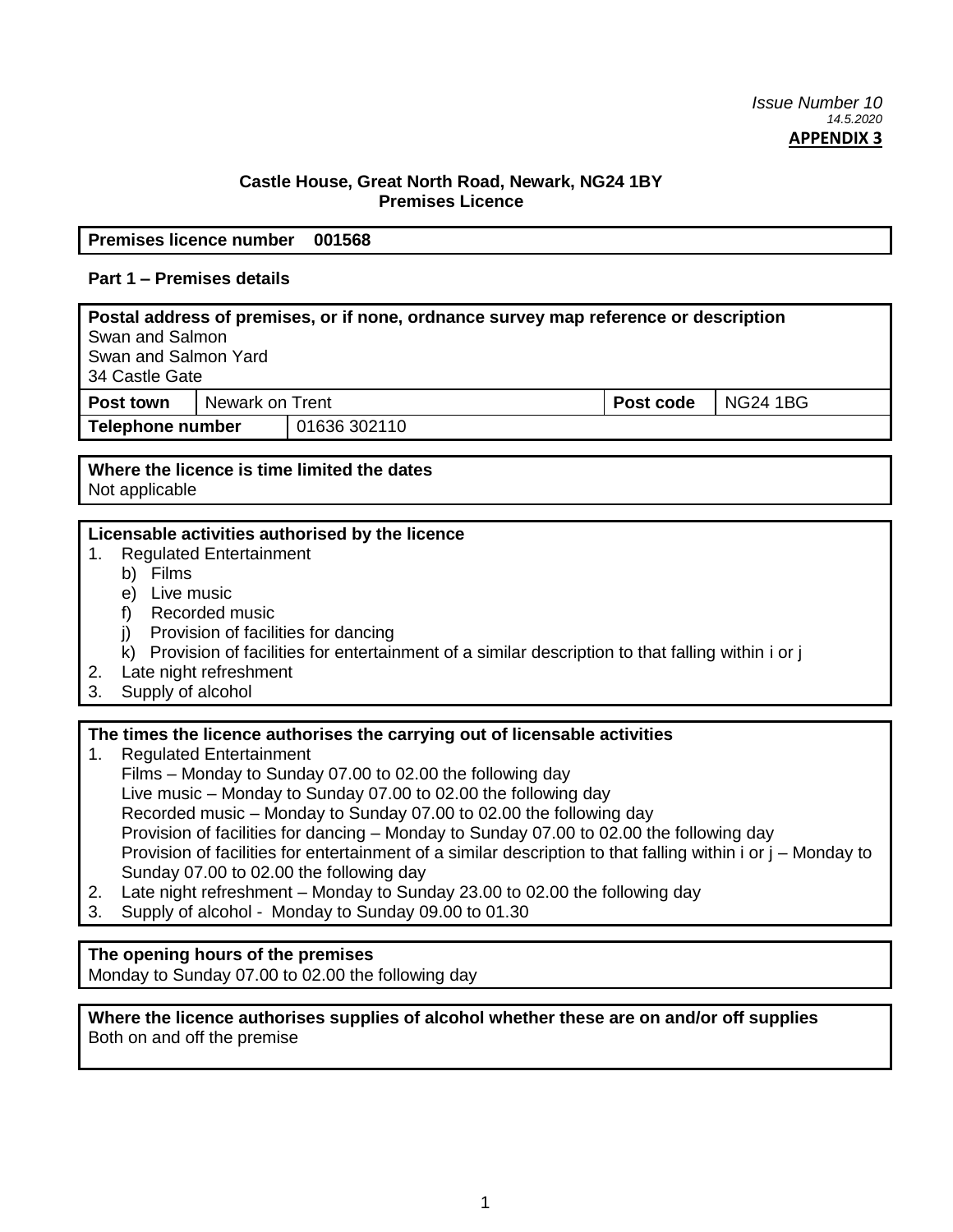*Issue Number 10*
*14.5.2020*
**APPENDIX 3**

**Castle House, Great North Road, Newark, NG24 1BY**
**Premises Licence**

**Premises licence number 001568**

**Part 1 – Premises details**

**Postal address of premises, or if none, ordnance survey map reference or description**
Swan and Salmon
Swan and Salmon Yard
34 Castle Gate

| | | | |
|---|---|---|---|
| **Post town** | Newark on Trent | **Post code** | NG24 1BG |
| **Telephone number** | 01636 302110 | | |

**Where the licence is time limited the dates**
Not applicable

**Licensable activities authorised by the licence**

1. Regulated Entertainment
   - b) Films
   - e) Live music
   - f) Recorded music
   - j) Provision of facilities for dancing
   - k) Provision of facilities for entertainment of a similar description to that falling within i or j
2. Late night refreshment
3. Supply of alcohol

**The times the licence authorises the carrying out of licensable activities**

1. Regulated Entertainment
   Films – Monday to Sunday 07.00 to 02.00 the following day
   Live music – Monday to Sunday 07.00 to 02.00 the following day
   Recorded music – Monday to Sunday 07.00 to 02.00 the following day
   Provision of facilities for dancing – Monday to Sunday 07.00 to 02.00 the following day
   Provision of facilities for entertainment of a similar description to that falling within i or j – Monday to Sunday 07.00 to 02.00 the following day
2. Late night refreshment – Monday to Sunday 23.00 to 02.00 the following day
3. Supply of alcohol - Monday to Sunday 09.00 to 01.30

**The opening hours of the premises**
Monday to Sunday 07.00 to 02.00 the following day

**Where the licence authorises supplies of alcohol whether these are on and/or off supplies**
Both on and off the premise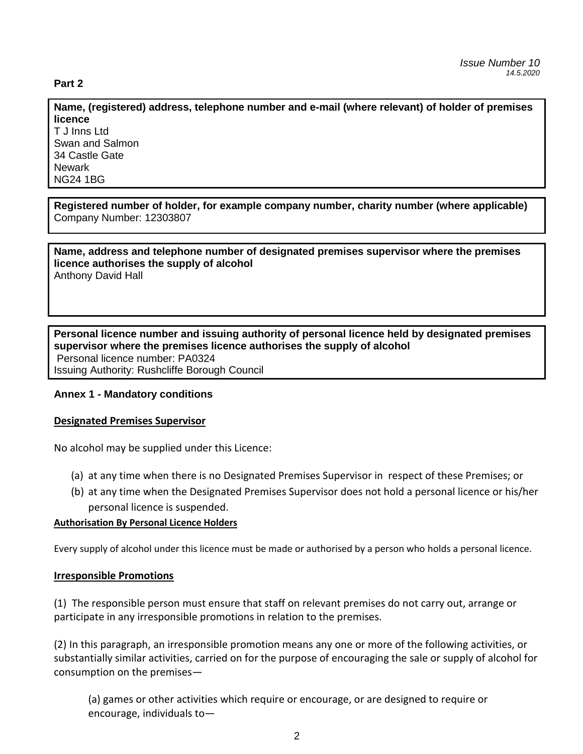Issue Number 10
*14.5.2020*

**Part 2**

| **Name, (registered) address, telephone number and e-mail (where relevant) of holder of premises licence** |
|---|
| T J Inns Ltd<br>Swan and Salmon<br>34 Castle Gate<br>Newark<br>NG24 1BG |

| **Registered number of holder, for example company number, charity number (where applicable)** |
|---|
| Company Number: 12303807 |

| **Name, address and telephone number of designated premises supervisor where the premises licence authorises the supply of alcohol** |
|---|
| Anthony David Hall |

| **Personal licence number and issuing authority of personal licence held by designated premises supervisor where the premises licence authorises the supply of alcohol** |
|---|
| Personal licence number: PA0324<br>Issuing Authority: Rushcliffe Borough Council |

**Annex 1 - Mandatory conditions**

**Designated Premises Supervisor**

No alcohol may be supplied under this Licence:

(a) at any time when there is no Designated Premises Supervisor in respect of these Premises; or
(b) at any time when the Designated Premises Supervisor does not hold a personal licence or his/her personal licence is suspended.

**Authorisation By Personal Licence Holders**

Every supply of alcohol under this licence must be made or authorised by a person who holds a personal licence.

**Irresponsible Promotions**

(1) The responsible person must ensure that staff on relevant premises do not carry out, arrange or participate in any irresponsible promotions in relation to the premises.

(2) In this paragraph, an irresponsible promotion means any one or more of the following activities, or substantially similar activities, carried on for the purpose of encouraging the sale or supply of alcohol for consumption on the premises—

(a) games or other activities which require or encourage, or are designed to require or encourage, individuals to—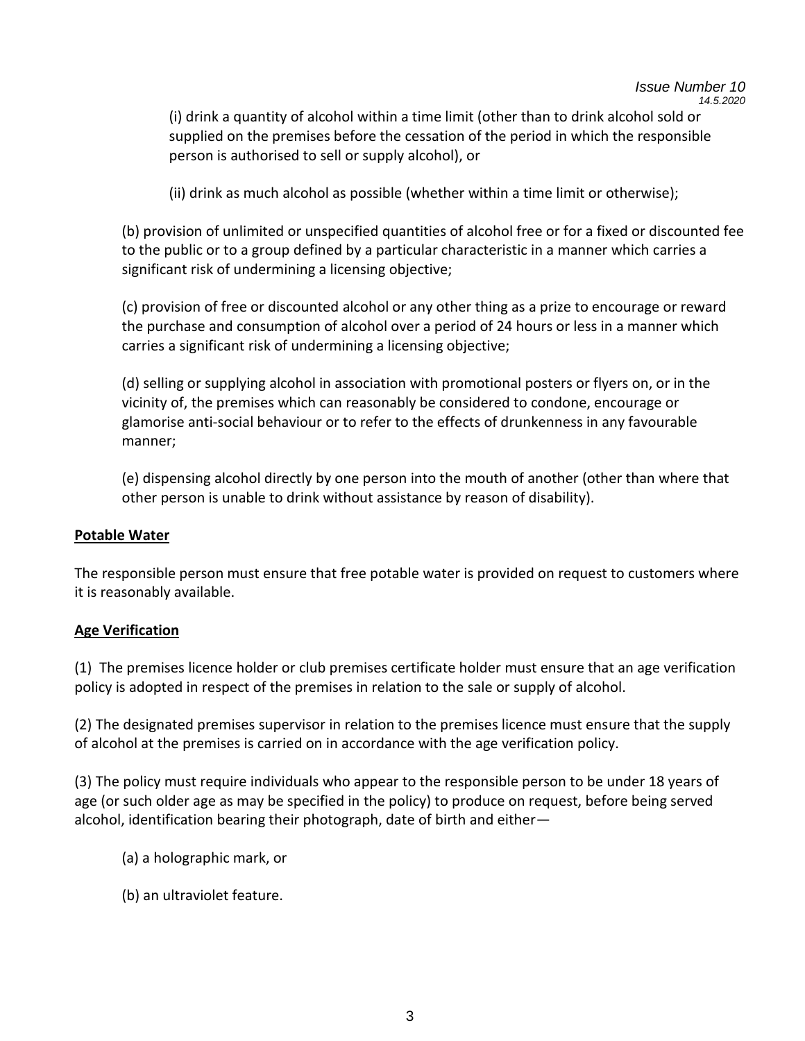(i) drink a quantity of alcohol within a time limit (other than to drink alcohol sold or supplied on the premises before the cessation of the period in which the responsible person is authorised to sell or supply alcohol), or

(ii) drink as much alcohol as possible (whether within a time limit or otherwise);

(b) provision of unlimited or unspecified quantities of alcohol free or for a fixed or discounted fee to the public or to a group defined by a particular characteristic in a manner which carries a significant risk of undermining a licensing objective;

(c) provision of free or discounted alcohol or any other thing as a prize to encourage or reward the purchase and consumption of alcohol over a period of 24 hours or less in a manner which carries a significant risk of undermining a licensing objective;

(d) selling or supplying alcohol in association with promotional posters or flyers on, or in the vicinity of, the premises which can reasonably be considered to condone, encourage or glamorise anti-social behaviour or to refer to the effects of drunkenness in any favourable manner;

(e) dispensing alcohol directly by one person into the mouth of another (other than where that other person is unable to drink without assistance by reason of disability).

**Potable Water**

The responsible person must ensure that free potable water is provided on request to customers where it is reasonably available.

**Age Verification**

(1) The premises licence holder or club premises certificate holder must ensure that an age verification policy is adopted in respect of the premises in relation to the sale or supply of alcohol.

(2) The designated premises supervisor in relation to the premises licence must ensure that the supply of alcohol at the premises is carried on in accordance with the age verification policy.

(3) The policy must require individuals who appear to the responsible person to be under 18 years of age (or such older age as may be specified in the policy) to produce on request, before being served alcohol, identification bearing their photograph, date of birth and either—

(a) a holographic mark, or

(b) an ultraviolet feature.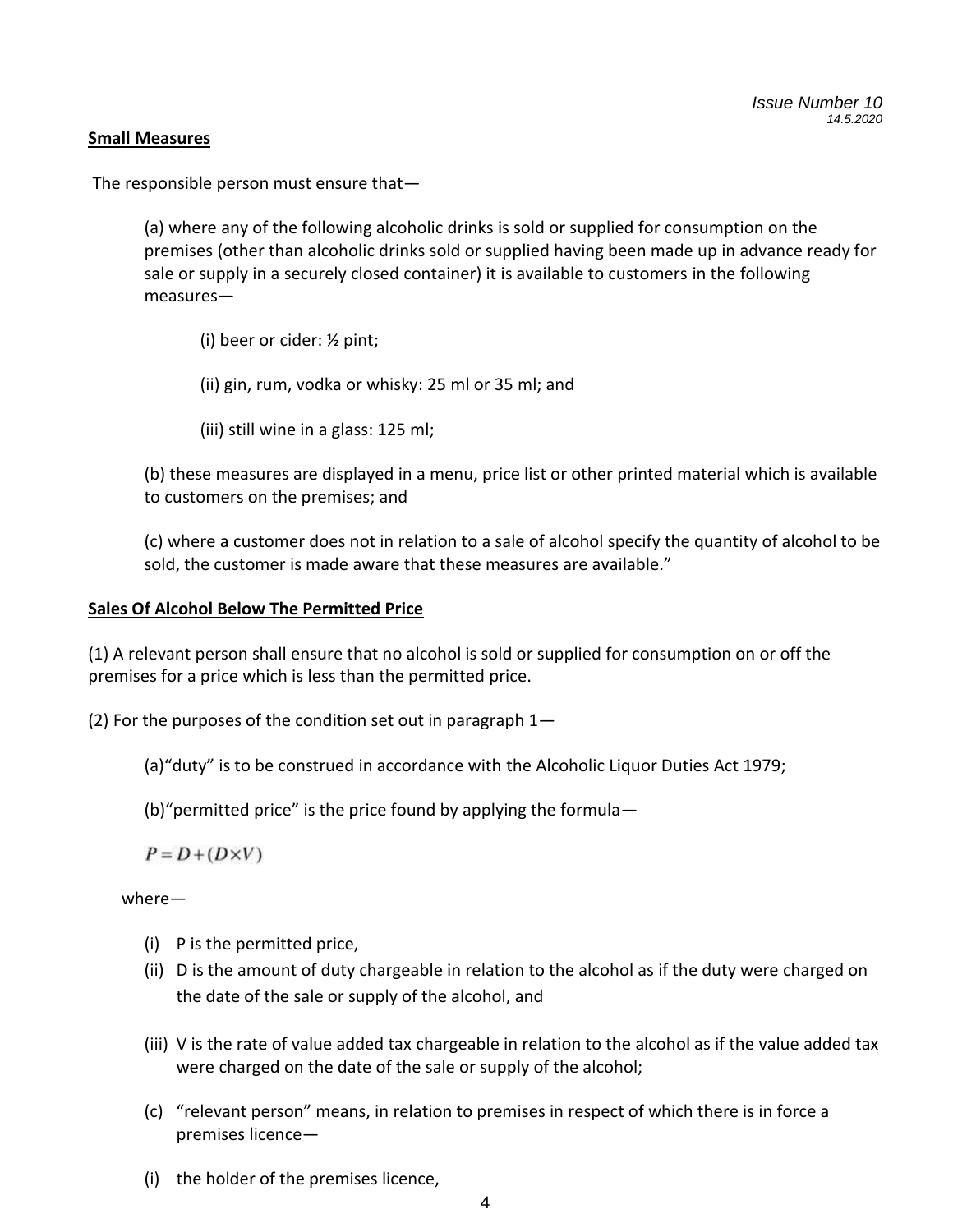**Small Measures**

The responsible person must ensure that—

(a) where any of the following alcoholic drinks is sold or supplied for consumption on the premises (other than alcoholic drinks sold or supplied having been made up in advance ready for sale or supply in a securely closed container) it is available to customers in the following measures—

(i) beer or cider: ½ pint;

(ii) gin, rum, vodka or whisky: 25 ml or 35 ml; and

(iii) still wine in a glass: 125 ml;

(b) these measures are displayed in a menu, price list or other printed material which is available to customers on the premises; and

(c) where a customer does not in relation to a sale of alcohol specify the quantity of alcohol to be sold, the customer is made aware that these measures are available."

**Sales Of Alcohol Below The Permitted Price**

(1) A relevant person shall ensure that no alcohol is sold or supplied for consumption on or off the premises for a price which is less than the permitted price.

(2) For the purposes of the condition set out in paragraph 1—

(a)"duty" is to be construed in accordance with the Alcoholic Liquor Duties Act 1979;

(b)"permitted price" is the price found by applying the formula—

$$P = D + (D \times V)$$

where—

(i) P is the permitted price,
(ii) D is the amount of duty chargeable in relation to the alcohol as if the duty were charged on the date of the sale or supply of the alcohol, and
(iii) V is the rate of value added tax chargeable in relation to the alcohol as if the value added tax were charged on the date of the sale or supply of the alcohol;

(c) "relevant person" means, in relation to premises in respect of which there is in force a premises licence—

(i) the holder of the premises licence,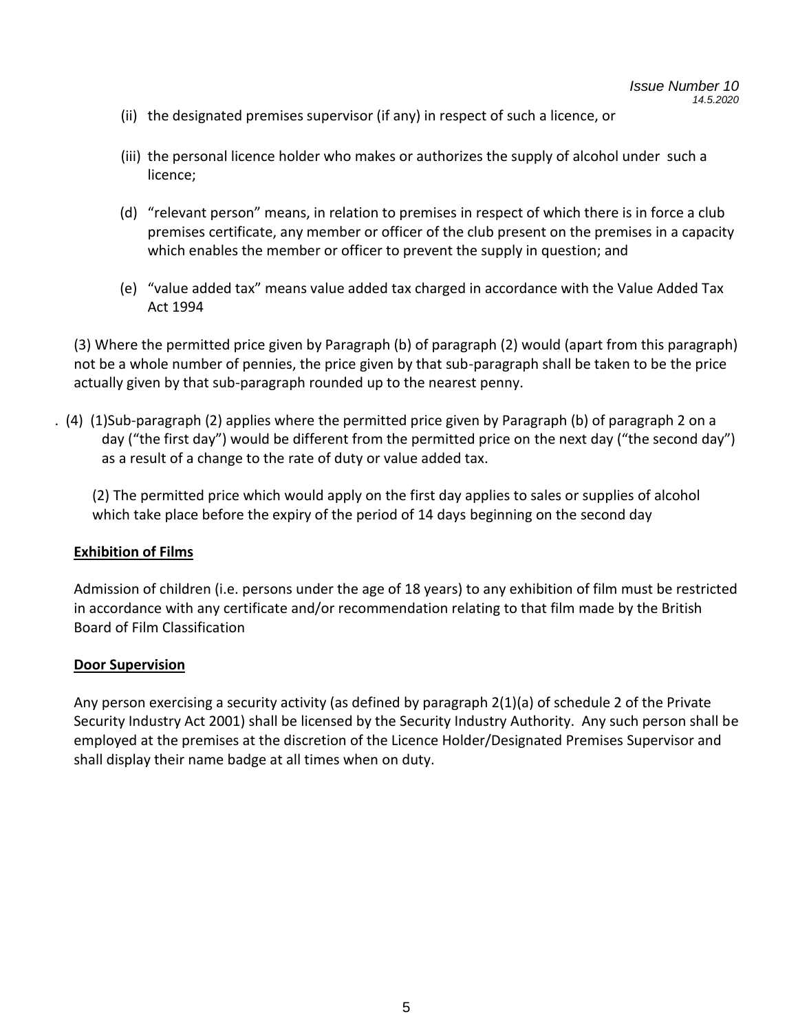(ii) the designated premises supervisor (if any) in respect of such a licence, or

(iii) the personal licence holder who makes or authorizes the supply of alcohol under such a licence;

(d) "relevant person" means, in relation to premises in respect of which there is in force a club premises certificate, any member or officer of the club present on the premises in a capacity which enables the member or officer to prevent the supply in question; and

(e) "value added tax" means value added tax charged in accordance with the Value Added Tax Act 1994

(3) Where the permitted price given by Paragraph (b) of paragraph (2) would (apart from this paragraph) not be a whole number of pennies, the price given by that sub-paragraph shall be taken to be the price actually given by that sub-paragraph rounded up to the nearest penny.

. (4) (1)Sub-paragraph (2) applies where the permitted price given by Paragraph (b) of paragraph 2 on a day ("the first day") would be different from the permitted price on the next day ("the second day") as a result of a change to the rate of duty or value added tax.

(2) The permitted price which would apply on the first day applies to sales or supplies of alcohol which take place before the expiry of the period of 14 days beginning on the second day

**Exhibition of Films**

Admission of children (i.e. persons under the age of 18 years) to any exhibition of film must be restricted in accordance with any certificate and/or recommendation relating to that film made by the British Board of Film Classification

**Door Supervision**

Any person exercising a security activity (as defined by paragraph 2(1)(a) of schedule 2 of the Private Security Industry Act 2001) shall be licensed by the Security Industry Authority. Any such person shall be employed at the premises at the discretion of the Licence Holder/Designated Premises Supervisor and shall display their name badge at all times when on duty.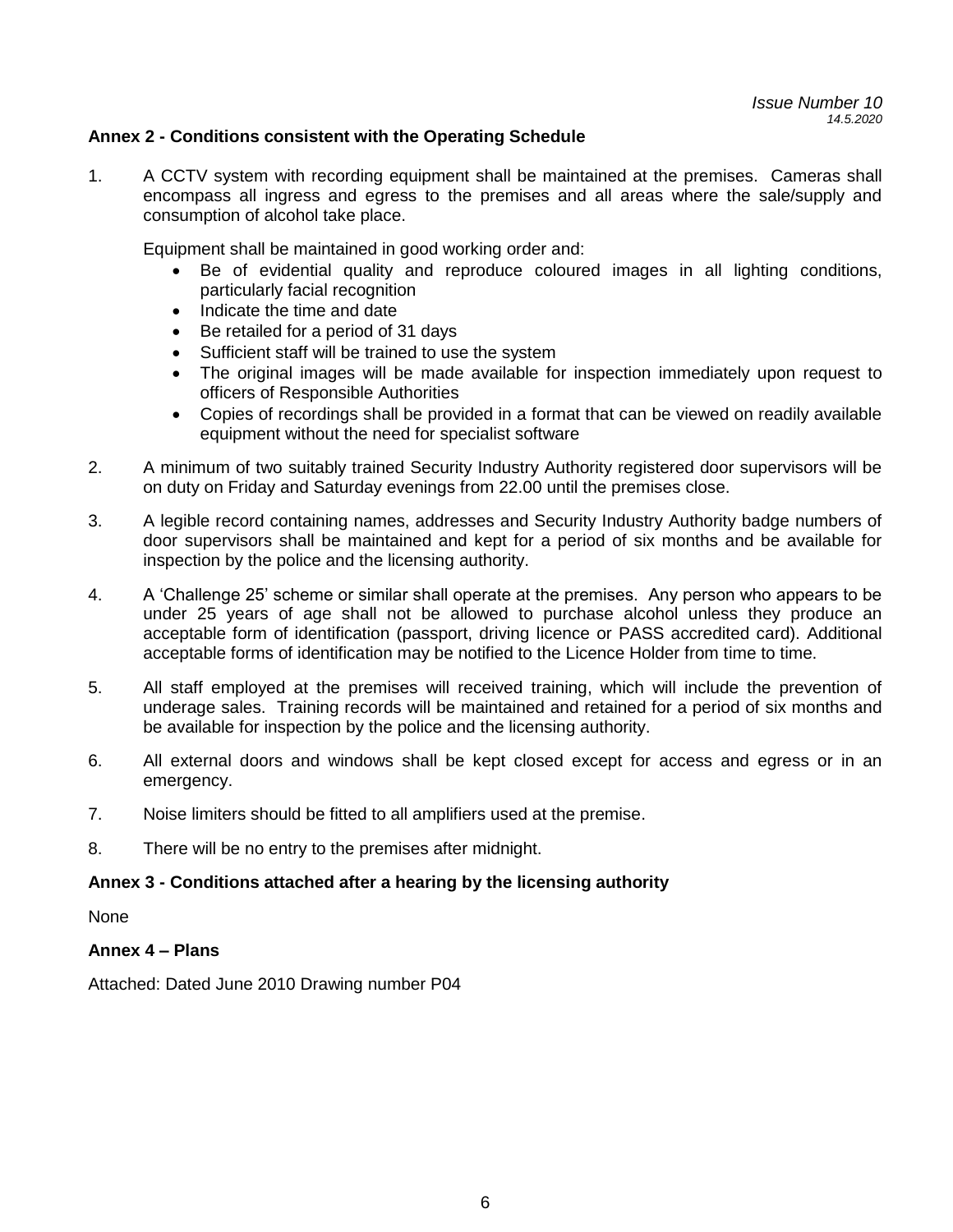*Issue Number 10*
*14.5.2020*

**Annex 2 - Conditions consistent with the Operating Schedule**

1. A CCTV system with recording equipment shall be maintained at the premises. Cameras shall encompass all ingress and egress to the premises and all areas where the sale/supply and consumption of alcohol take place.

   Equipment shall be maintained in good working order and:

   - Be of evidential quality and reproduce coloured images in all lighting conditions, particularly facial recognition
   - Indicate the time and date
   - Be retailed for a period of 31 days
   - Sufficient staff will be trained to use the system
   - The original images will be made available for inspection immediately upon request to officers of Responsible Authorities
   - Copies of recordings shall be provided in a format that can be viewed on readily available equipment without the need for specialist software

2. A minimum of two suitably trained Security Industry Authority registered door supervisors will be on duty on Friday and Saturday evenings from 22.00 until the premises close.

3. A legible record containing names, addresses and Security Industry Authority badge numbers of door supervisors shall be maintained and kept for a period of six months and be available for inspection by the police and the licensing authority.

4. A 'Challenge 25' scheme or similar shall operate at the premises. Any person who appears to be under 25 years of age shall not be allowed to purchase alcohol unless they produce an acceptable form of identification (passport, driving licence or PASS accredited card). Additional acceptable forms of identification may be notified to the Licence Holder from time to time.

5. All staff employed at the premises will received training, which will include the prevention of underage sales. Training records will be maintained and retained for a period of six months and be available for inspection by the police and the licensing authority.

6. All external doors and windows shall be kept closed except for access and egress or in an emergency.

7. Noise limiters should be fitted to all amplifiers used at the premise.

8. There will be no entry to the premises after midnight.

**Annex 3 - Conditions attached after a hearing by the licensing authority**

None

**Annex 4 – Plans**

Attached: Dated June 2010 Drawing number P04